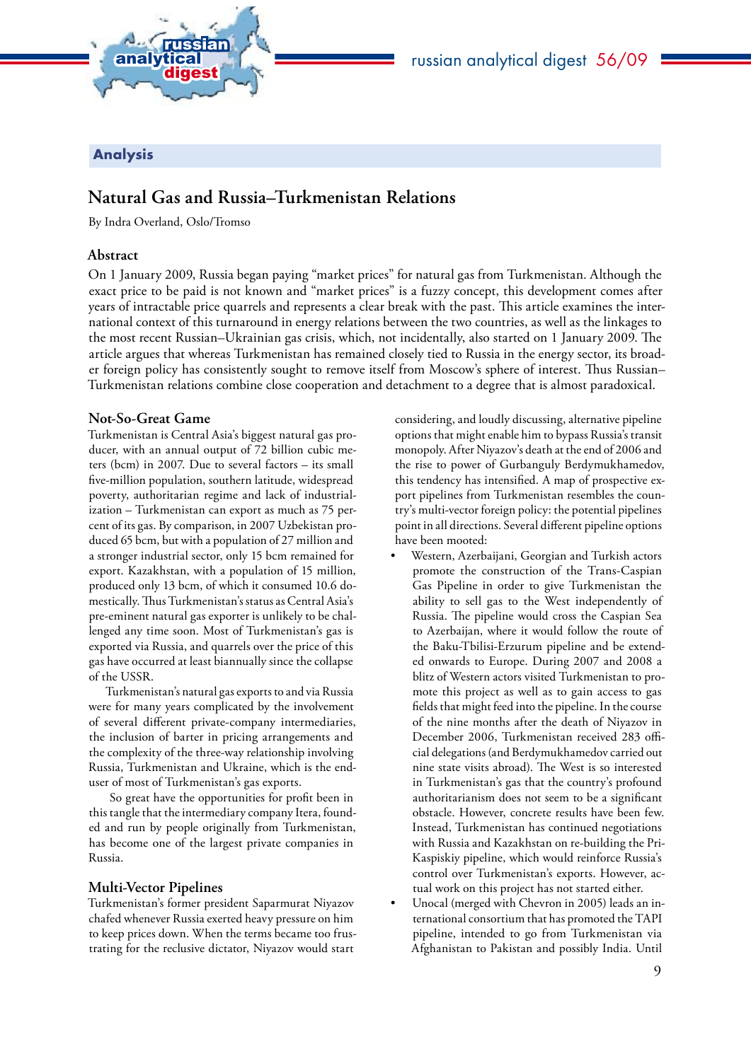## Analysis

# Natural Gas and Russia–Turkmenistan Relations

By Indra Overland, Oslo/Tromso

### Abstract

On 1 January 2009, Russia began paying "market prices" for natural gas from Turkmenistan. Although the exact price to be paid is not known and "market prices" is a fuzzy concept, this development comes after years of intractable price quarrels and represents a clear break with the past. This article examines the international context of this turnaround in energy relations between the two countries, as well as the linkages to the most recent Russian–Ukrainian gas crisis, which, not incidentally, also started on 1 January 2009. The article argues that whereas Turkmenistan has remained closely tied to Russia in the energy sector, its broader foreign policy has consistently sought to remove itself from Moscow's sphere of interest. Thus Russian–Turkmenistan relations combine close cooperation and detachment to a degree that is almost paradoxical.

### Not-So-Great Game

Turkmenistan is Central Asia's biggest natural gas producer, with an annual output of 72 billion cubic meters (bcm) in 2007. Due to several factors – its small five-million population, southern latitude, widespread poverty, authoritarian regime and lack of industrialization – Turkmenistan can export as much as 75 percent of its gas. By comparison, in 2007 Uzbekistan produced 65 bcm, but with a population of 27 million and a stronger industrial sector, only 15 bcm remained for export. Kazakhstan, with a population of 15 million, produced only 13 bcm, of which it consumed 10.6 domestically. Thus Turkmenistan's status as Central Asia's pre-eminent natural gas exporter is unlikely to be challenged any time soon. Most of Turkmenistan's gas is exported via Russia, and quarrels over the price of this gas have occurred at least biannually since the collapse of the USSR.

Turkmenistan's natural gas exports to and via Russia were for many years complicated by the involvement of several different private-company intermediaries, the inclusion of barter in pricing arrangements and the complexity of the three-way relationship involving Russia, Turkmenistan and Ukraine, which is the end-user of most of Turkmenistan's gas exports.

So great have the opportunities for profit been in this tangle that the intermediary company Itera, founded and run by people originally from Turkmenistan, has become one of the largest private companies in Russia.

### Multi-Vector Pipelines

Turkmenistan's former president Saparmurat Niyazov chafed whenever Russia exerted heavy pressure on him to keep prices down. When the terms became too frustrating for the reclusive dictator, Niyazov would start considering, and loudly discussing, alternative pipeline options that might enable him to bypass Russia's transit monopoly. After Niyazov's death at the end of 2006 and the rise to power of Gurbanguly Berdymukhamedov, this tendency has intensified. A map of prospective export pipelines from Turkmenistan resembles the country's multi-vector foreign policy: the potential pipelines point in all directions. Several different pipeline options have been mooted:

- Western, Azerbaijani, Georgian and Turkish actors promote the construction of the Trans-Caspian Gas Pipeline in order to give Turkmenistan the ability to sell gas to the West independently of Russia. The pipeline would cross the Caspian Sea to Azerbaijan, where it would follow the route of the Baku-Tbilisi-Erzurum pipeline and be extended onwards to Europe. During 2007 and 2008 a blitz of Western actors visited Turkmenistan to promote this project as well as to gain access to gas fields that might feed into the pipeline. In the course of the nine months after the death of Niyazov in December 2006, Turkmenistan received 283 official delegations (and Berdymukhamedov carried out nine state visits abroad). The West is so interested in Turkmenistan's gas that the country's profound authoritarianism does not seem to be a significant obstacle. However, concrete results have been few. Instead, Turkmenistan has continued negotiations with Russia and Kazakhstan on re-building the Pri-Kaspiskiy pipeline, which would reinforce Russia's control over Turkmenistan's exports. However, actual work on this project has not started either.
- Unocal (merged with Chevron in 2005) leads an international consortium that has promoted the TAPI pipeline, intended to go from Turkmenistan via Afghanistan to Pakistan and possibly India. Until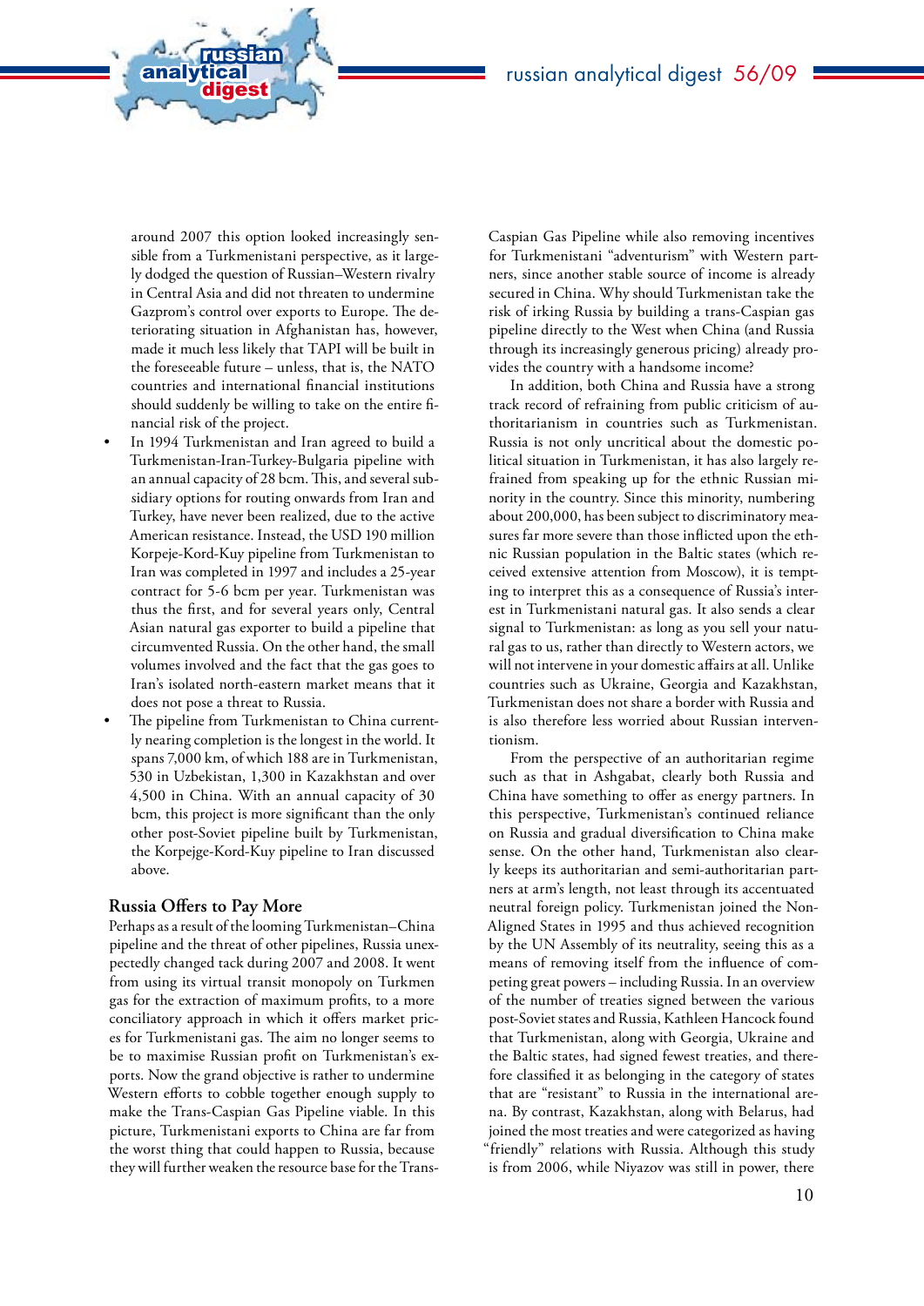around 2007 this option looked increasingly sensible from a Turkmenistani perspective, as it largely dodged the question of Russian–Western rivalry in Central Asia and did not threaten to undermine Gazprom's control over exports to Europe. The deteriorating situation in Afghanistan has, however, made it much less likely that TAPI will be built in the foreseeable future – unless, that is, the NATO countries and international financial institutions should suddenly be willing to take on the entire financial risk of the project.

- In 1994 Turkmenistan and Iran agreed to build a Turkmenistan-Iran-Turkey-Bulgaria pipeline with an annual capacity of 28 bcm. This, and several subsidiary options for routing onwards from Iran and Turkey, have never been realized, due to the active American resistance. Instead, the USD 190 million Korpeje-Kord-Kuy pipeline from Turkmenistan to Iran was completed in 1997 and includes a 25-year contract for 5-6 bcm per year. Turkmenistan was thus the first, and for several years only, Central Asian natural gas exporter to build a pipeline that circumvented Russia. On the other hand, the small volumes involved and the fact that the gas goes to Iran's isolated north-eastern market means that it does not pose a threat to Russia.
- The pipeline from Turkmenistan to China currently nearing completion is the longest in the world. It spans 7,000 km, of which 188 are in Turkmenistan, 530 in Uzbekistan, 1,300 in Kazakhstan and over 4,500 in China. With an annual capacity of 30 bcm, this project is more significant than the only other post-Soviet pipeline built by Turkmenistan, the Korpejge-Kord-Kuy pipeline to Iran discussed above.

## Russia Offers to Pay More

Perhaps as a result of the looming Turkmenistan–China pipeline and the threat of other pipelines, Russia unexpectedly changed tack during 2007 and 2008. It went from using its virtual transit monopoly on Turkmen gas for the extraction of maximum profits, to a more conciliatory approach in which it offers market prices for Turkmenistani gas. The aim no longer seems to be to maximise Russian profit on Turkmenistan's exports. Now the grand objective is rather to undermine Western efforts to cobble together enough supply to make the Trans-Caspian Gas Pipeline viable. In this picture, Turkmenistani exports to China are far from the worst thing that could happen to Russia, because they will further weaken the resource base for the Trans-Caspian Gas Pipeline while also removing incentives for Turkmenistani "adventurism" with Western partners, since another stable source of income is already secured in China. Why should Turkmenistan take the risk of irking Russia by building a trans-Caspian gas pipeline directly to the West when China (and Russia through its increasingly generous pricing) already provides the country with a handsome income?

In addition, both China and Russia have a strong track record of refraining from public criticism of authoritarianism in countries such as Turkmenistan. Russia is not only uncritical about the domestic political situation in Turkmenistan, it has also largely refrained from speaking up for the ethnic Russian minority in the country. Since this minority, numbering about 200,000, has been subject to discriminatory measures far more severe than those inflicted upon the ethnic Russian population in the Baltic states (which received extensive attention from Moscow), it is tempting to interpret this as a consequence of Russia's interest in Turkmenistani natural gas. It also sends a clear signal to Turkmenistan: as long as you sell your natural gas to us, rather than directly to Western actors, we will not intervene in your domestic affairs at all. Unlike countries such as Ukraine, Georgia and Kazakhstan, Turkmenistan does not share a border with Russia and is also therefore less worried about Russian interventionism.

From the perspective of an authoritarian regime such as that in Ashgabat, clearly both Russia and China have something to offer as energy partners. In this perspective, Turkmenistan's continued reliance on Russia and gradual diversification to China make sense. On the other hand, Turkmenistan also clearly keeps its authoritarian and semi-authoritarian partners at arm's length, not least through its accentuated neutral foreign policy. Turkmenistan joined the Non-Aligned States in 1995 and thus achieved recognition by the UN Assembly of its neutrality, seeing this as a means of removing itself from the influence of competing great powers – including Russia. In an overview of the number of treaties signed between the various post-Soviet states and Russia, Kathleen Hancock found that Turkmenistan, along with Georgia, Ukraine and the Baltic states, had signed fewest treaties, and therefore classified it as belonging in the category of states that are "resistant" to Russia in the international arena. By contrast, Kazakhstan, along with Belarus, had joined the most treaties and were categorized as having "friendly" relations with Russia. Although this study is from 2006, while Niyazov was still in power, there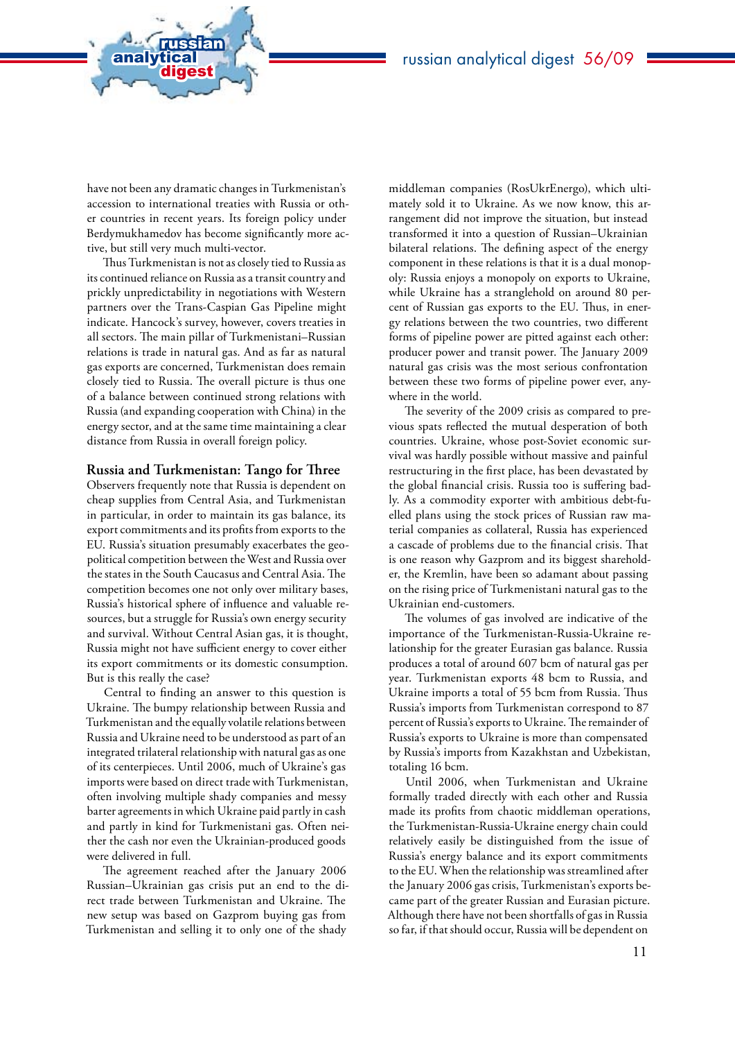have not been any dramatic changes in Turkmenistan's accession to international treaties with Russia or other countries in recent years. Its foreign policy under Berdymukhamedov has become significantly more active, but still very much multi-vector.

Thus Turkmenistan is not as closely tied to Russia as its continued reliance on Russia as a transit country and prickly unpredictability in negotiations with Western partners over the Trans-Caspian Gas Pipeline might indicate. Hancock's survey, however, covers treaties in all sectors. The main pillar of Turkmenistani–Russian relations is trade in natural gas. And as far as natural gas exports are concerned, Turkmenistan does remain closely tied to Russia. The overall picture is thus one of a balance between continued strong relations with Russia (and expanding cooperation with China) in the energy sector, and at the same time maintaining a clear distance from Russia in overall foreign policy.

## Russia and Turkmenistan: Tango for Three

Observers frequently note that Russia is dependent on cheap supplies from Central Asia, and Turkmenistan in particular, in order to maintain its gas balance, its export commitments and its profits from exports to the EU. Russia's situation presumably exacerbates the geopolitical competition between the West and Russia over the states in the South Caucasus and Central Asia. The competition becomes one not only over military bases, Russia's historical sphere of influence and valuable resources, but a struggle for Russia's own energy security and survival. Without Central Asian gas, it is thought, Russia might not have sufficient energy to cover either its export commitments or its domestic consumption. But is this really the case?

Central to finding an answer to this question is Ukraine. The bumpy relationship between Russia and Turkmenistan and the equally volatile relations between Russia and Ukraine need to be understood as part of an integrated trilateral relationship with natural gas as one of its centerpieces. Until 2006, much of Ukraine's gas imports were based on direct trade with Turkmenistan, often involving multiple shady companies and messy barter agreements in which Ukraine paid partly in cash and partly in kind for Turkmenistani gas. Often neither the cash nor even the Ukrainian-produced goods were delivered in full.

The agreement reached after the January 2006 Russian–Ukrainian gas crisis put an end to the direct trade between Turkmenistan and Ukraine. The new setup was based on Gazprom buying gas from Turkmenistan and selling it to only one of the shady middleman companies (RosUkrEnergo), which ultimately sold it to Ukraine. As we now know, this arrangement did not improve the situation, but instead transformed it into a question of Russian–Ukrainian bilateral relations. The defining aspect of the energy component in these relations is that it is a dual monopoly: Russia enjoys a monopoly on exports to Ukraine, while Ukraine has a stranglehold on around 80 percent of Russian gas exports to the EU. Thus, in energy relations between the two countries, two different forms of pipeline power are pitted against each other: producer power and transit power. The January 2009 natural gas crisis was the most serious confrontation between these two forms of pipeline power ever, anywhere in the world.

The severity of the 2009 crisis as compared to previous spats reflected the mutual desperation of both countries. Ukraine, whose post-Soviet economic survival was hardly possible without massive and painful restructuring in the first place, has been devastated by the global financial crisis. Russia too is suffering badly. As a commodity exporter with ambitious debt-fuelled plans using the stock prices of Russian raw material companies as collateral, Russia has experienced a cascade of problems due to the financial crisis. That is one reason why Gazprom and its biggest shareholder, the Kremlin, have been so adamant about passing on the rising price of Turkmenistani natural gas to the Ukrainian end-customers.

The volumes of gas involved are indicative of the importance of the Turkmenistan-Russia-Ukraine relationship for the greater Eurasian gas balance. Russia produces a total of around 607 bcm of natural gas per year. Turkmenistan exports 48 bcm to Russia, and Ukraine imports a total of 55 bcm from Russia. Thus Russia's imports from Turkmenistan correspond to 87 percent of Russia's exports to Ukraine. The remainder of Russia's exports to Ukraine is more than compensated by Russia's imports from Kazakhstan and Uzbekistan, totaling 16 bcm.

Until 2006, when Turkmenistan and Ukraine formally traded directly with each other and Russia made its profits from chaotic middleman operations, the Turkmenistan-Russia-Ukraine energy chain could relatively easily be distinguished from the issue of Russia's energy balance and its export commitments to the EU. When the relationship was streamlined after the January 2006 gas crisis, Turkmenistan's exports became part of the greater Russian and Eurasian picture. Although there have not been shortfalls of gas in Russia so far, if that should occur, Russia will be dependent on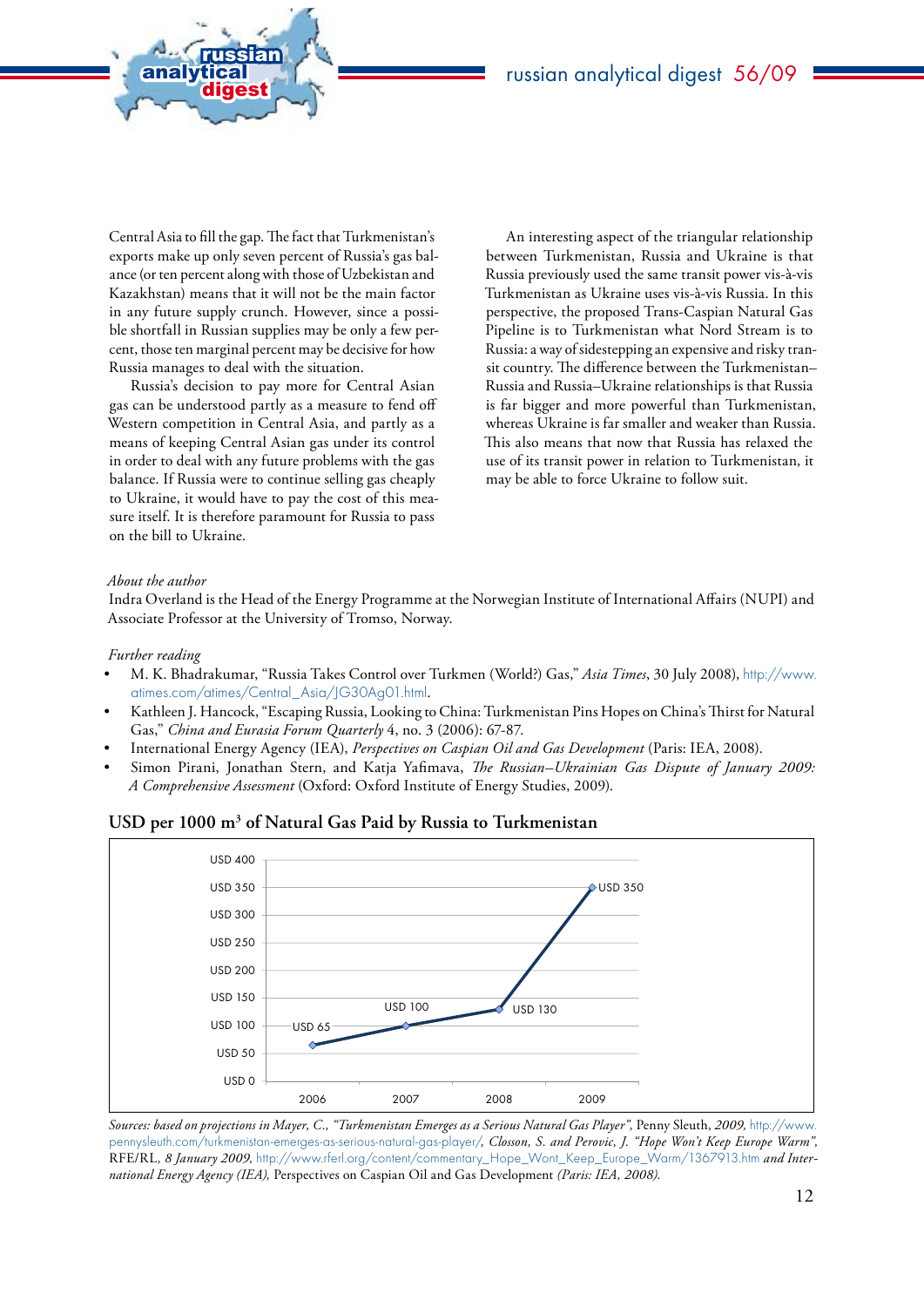Central Asia to fill the gap. The fact that Turkmenistan's exports make up only seven percent of Russia's gas balance (or ten percent along with those of Uzbekistan and Kazakhstan) means that it will not be the main factor in any future supply crunch. However, since a possible shortfall in Russian supplies may be only a few percent, those ten marginal percent may be decisive for how Russia manages to deal with the situation.

Russia's decision to pay more for Central Asian gas can be understood partly as a measure to fend off Western competition in Central Asia, and partly as a means of keeping Central Asian gas under its control in order to deal with any future problems with the gas balance. If Russia were to continue selling gas cheaply to Ukraine, it would have to pay the cost of this measure itself. It is therefore paramount for Russia to pass on the bill to Ukraine.

An interesting aspect of the triangular relationship between Turkmenistan, Russia and Ukraine is that Russia previously used the same transit power vis-à-vis Turkmenistan as Ukraine uses vis-à-vis Russia. In this perspective, the proposed Trans-Caspian Natural Gas Pipeline is to Turkmenistan what Nord Stream is to Russia: a way of sidestepping an expensive and risky transit country. The difference between the Turkmenistan–Russia and Russia–Ukraine relationships is that Russia is far bigger and more powerful than Turkmenistan, whereas Ukraine is far smaller and weaker than Russia. This also means that now that Russia has relaxed the use of its transit power in relation to Turkmenistan, it may be able to force Ukraine to follow suit.

*About the author*

Indra Overland is the Head of the Energy Programme at the Norwegian Institute of International Affairs (NUPI) and Associate Professor at the University of Tromso, Norway.

*Further reading*

- M. K. Bhadrakumar, "Russia Takes Control over Turkmen (World?) Gas," *Asia Times*, 30 July 2008), http://www.atimes.com/atimes/Central_Asia/JG30Ag01.html.
- Kathleen J. Hancock, "Escaping Russia, Looking to China: Turkmenistan Pins Hopes on China's Thirst for Natural Gas," *China and Eurasia Forum Quarterly* 4, no. 3 (2006): 67-87.
- International Energy Agency (IEA), *Perspectives on Caspian Oil and Gas Development* (Paris: IEA, 2008).
- Simon Pirani, Jonathan Stern, and Katja Yafimava, *The Russian–Ukrainian Gas Dispute of January 2009: A Comprehensive Assessment* (Oxford: Oxford Institute of Energy Studies, 2009).

## USD per 1000 m³ of Natural Gas Paid by Russia to Turkmenistan

| Year | USD per 1000 m³ |
|---|---|
| 2006 | USD 65 |
| 2007 | USD 100 |
| 2008 | USD 130 |
| 2009 | USD 350 |

*Sources: based on projections in Mayer, C., "Turkmenistan Emerges as a Serious Natural Gas Player",* Penny Sleuth, *2009,* http://www.pennysleuth.com/turkmenistan-emerges-as-serious-natural-gas-player/*, Closson, S. and Perovic, J. "Hope Won't Keep Europe Warm",* RFE/RL, *8 January 2009,* http://www.rferl.org/content/commentary_Hope_Wont_Keep_Europe_Warm/1367913.htm *and International Energy Agency (IEA),* Perspectives on Caspian Oil and Gas Development *(Paris: IEA, 2008).*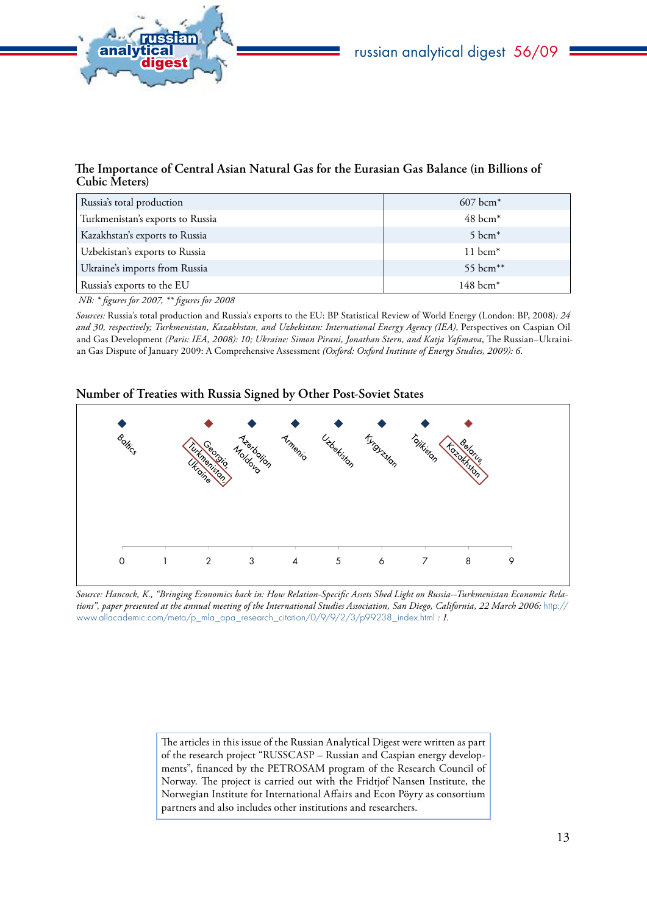### The Importance of Central Asian Natural Gas for the Eurasian Gas Balance (in Billions of Cubic Meters)

| | |
|---|---|
| Russia's total production | 607 bcm* |
| Turkmenistan's exports to Russia | 48 bcm* |
| Kazakhstan's exports to Russia | 5 bcm* |
| Uzbekistan's exports to Russia | 11 bcm* |
| Ukraine's imports from Russia | 55 bcm** |
| Russia's exports to the EU | 148 bcm* |

*NB: * figures for 2007, ** figures for 2008*

*Sources:* Russia's total production and Russia's exports to the EU: BP Statistical Review of World Energy (London: BP, 2008)*: 24 and 30, respectively; Turkmenistan, Kazakhstan, and Uzbekistan: International Energy Agency (IEA)*, Perspectives on Caspian Oil and Gas Development *(Paris: IEA, 2008): 10; Ukraine: Simon Pirani, Jonathan Stern, and Katja Yafimava*, The Russian–Ukrainian Gas Dispute of January 2009: A Comprehensive Assessment *(Oxford: Oxford Institute of Energy Studies, 2009): 6.*

### Number of Treaties with Russia Signed by Other Post-Soviet States

Baltics

Georgia, Turkmenistan, Ukraine

Azerbaijan, Moldova

Armenia

Uzbekistan

Kyrgyzstan

Tajikistan

Belarus, Kazakhstan

0 1 2 3 4 5 6 7 8 9

*Source: Hancock, K., "Bringing Economics back in: How Relation-Specific Assets Shed Light on Russia--Turkmenistan Economic Relations", paper presented at the annual meeting of the International Studies Association, San Diego, California, 22 March 2006:* http://www.allacademic.com/meta/p_mla_apa_research_citation/0/9/9/2/3/p99238_index.html *: 1.*

The articles in this issue of the Russian Analytical Digest were written as part of the research project "RUSSCASP – Russian and Caspian energy developments", financed by the PETROSAM program of the Research Council of Norway. The project is carried out with the Fridtjof Nansen Institute, the Norwegian Institute for International Affairs and Econ Pöyry as consortium partners and also includes other institutions and researchers.